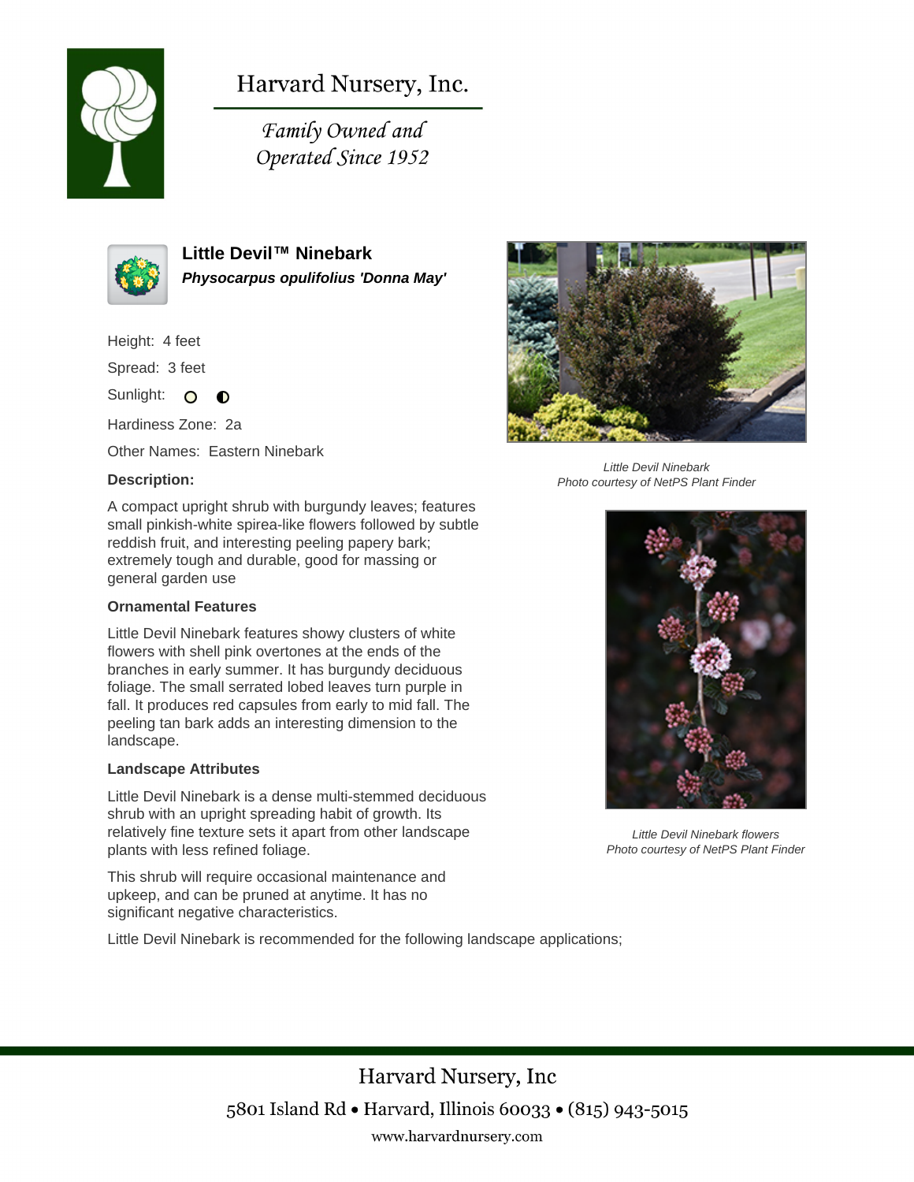# Harvard Nursery, Inc.

*Family Owned and Operated Since 1952*

## Little Devil™ Ninebark

***Physocarpus opulifolius 'Donna May'***

Height: 4 feet

Spread: 3 feet

Sunlight:

Hardiness Zone: 2a

Other Names: Eastern Ninebark

*Little Devil Ninebark*
*Photo courtesy of NetPS Plant Finder*

### Description:

A compact upright shrub with burgundy leaves; features small pinkish-white spirea-like flowers followed by subtle reddish fruit, and interesting peeling papery bark; extremely tough and durable, good for massing or general garden use

### Ornamental Features

Little Devil Ninebark features showy clusters of white flowers with shell pink overtones at the ends of the branches in early summer. It has burgundy deciduous foliage. The small serrated lobed leaves turn purple in fall. It produces red capsules from early to mid fall. The peeling tan bark adds an interesting dimension to the landscape.

*Little Devil Ninebark flowers*
*Photo courtesy of NetPS Plant Finder*

### Landscape Attributes

Little Devil Ninebark is a dense multi-stemmed deciduous shrub with an upright spreading habit of growth. Its relatively fine texture sets it apart from other landscape plants with less refined foliage.

This shrub will require occasional maintenance and upkeep, and can be pruned at anytime. It has no significant negative characteristics.

Little Devil Ninebark is recommended for the following landscape applications;

Harvard Nursery, Inc

5801 Island Rd • Harvard, Illinois 60033 • (815) 943-5015

www.harvardnursery.com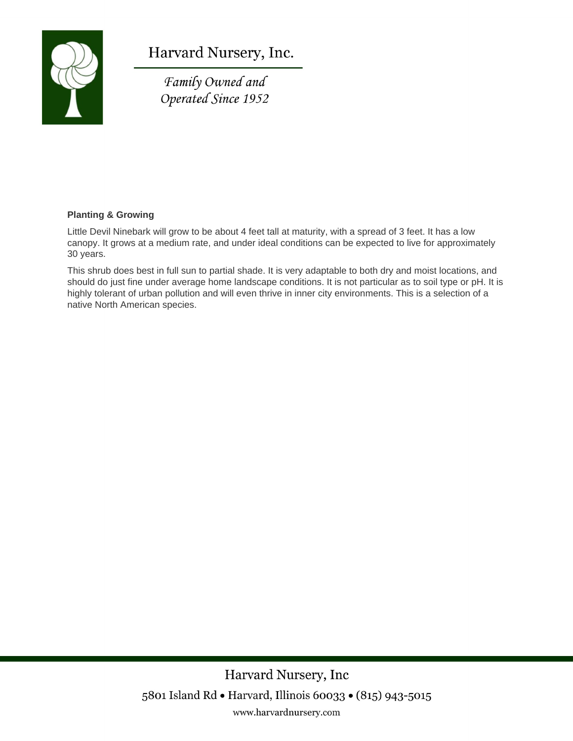### Planting & Growing

Little Devil Ninebark will grow to be about 4 feet tall at maturity, with a spread of 3 feet. It has a low canopy. It grows at a medium rate, and under ideal conditions can be expected to live for approximately 30 years.

This shrub does best in full sun to partial shade. It is very adaptable to both dry and moist locations, and should do just fine under average home landscape conditions. It is not particular as to soil type or pH. It is highly tolerant of urban pollution and will even thrive in inner city environments. This is a selection of a native North American species.